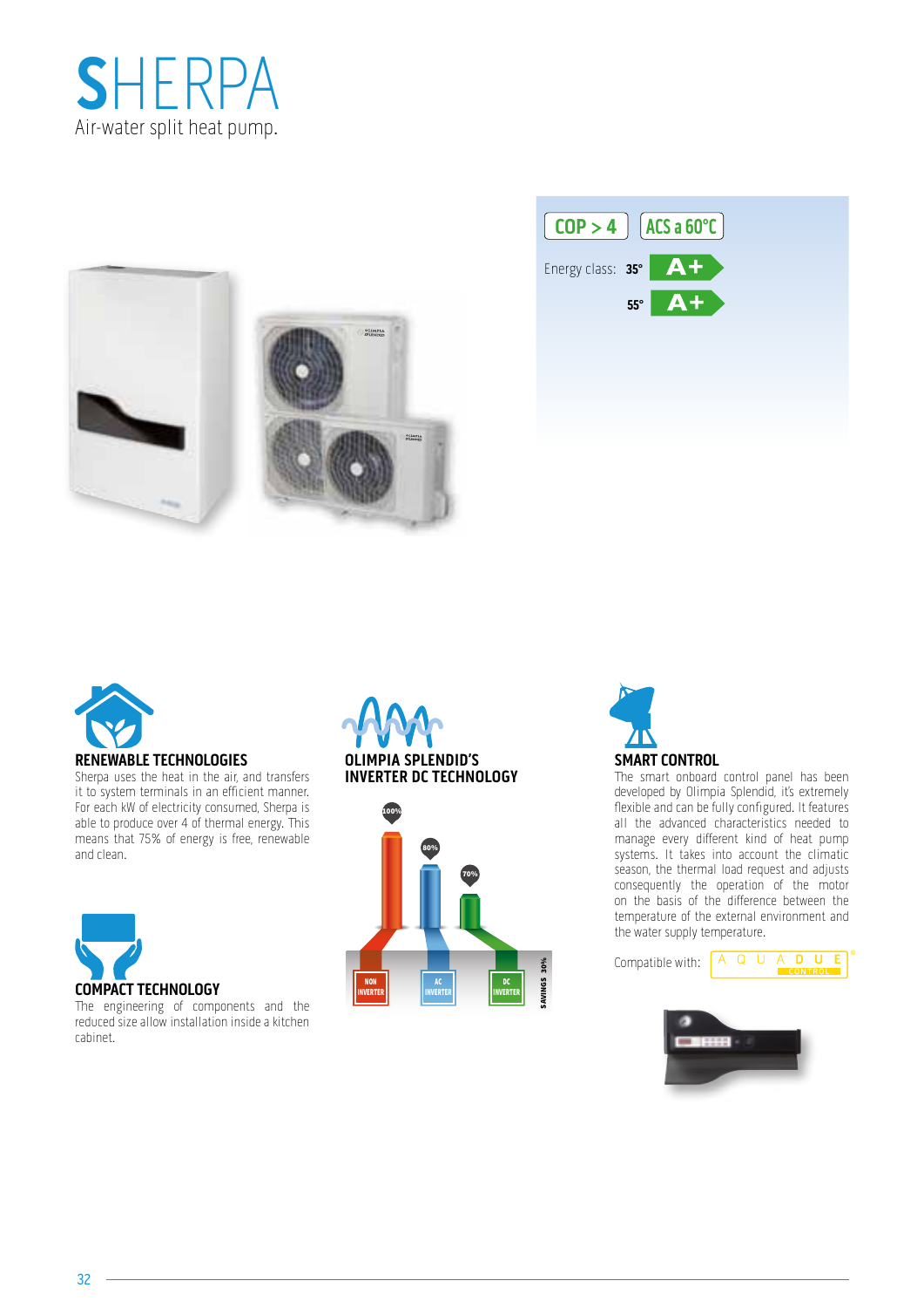# SHERPA

Air-water split heat pump.

COP > 4

ACS a 60°C

Energy class: 35° A+

55° A+

## RENEWABLE TECHNOLOGIES

Sherpa uses the heat in the air, and transfers it to system terminals in an efficient manner. For each kW of electricity consumed, Sherpa is able to produce over 4 of thermal energy. This means that 75% of energy is free, renewable and clean.

## COMPACT TECHNOLOGY

The engineering of components and the reduced size allow installation inside a kitchen cabinet.

## OLIMPIA SPLENDID'S INVERTER DC TECHNOLOGY

100% NON INVERTER

80% AC INVERTER

70% DC INVERTER

SAVINGS 30%

## SMART CONTROL

The smart onboard control panel has been developed by Olimpia Splendid, it's extremely flexible and can be fully configured. It features all the advanced characteristics needed to manage every different kind of heat pump systems. It takes into account the climatic season, the thermal load request and adjusts consequently the operation of the motor on the basis of the difference between the temperature of the external environment and the water supply temperature.

Compatible with: AQUADUE CONTROL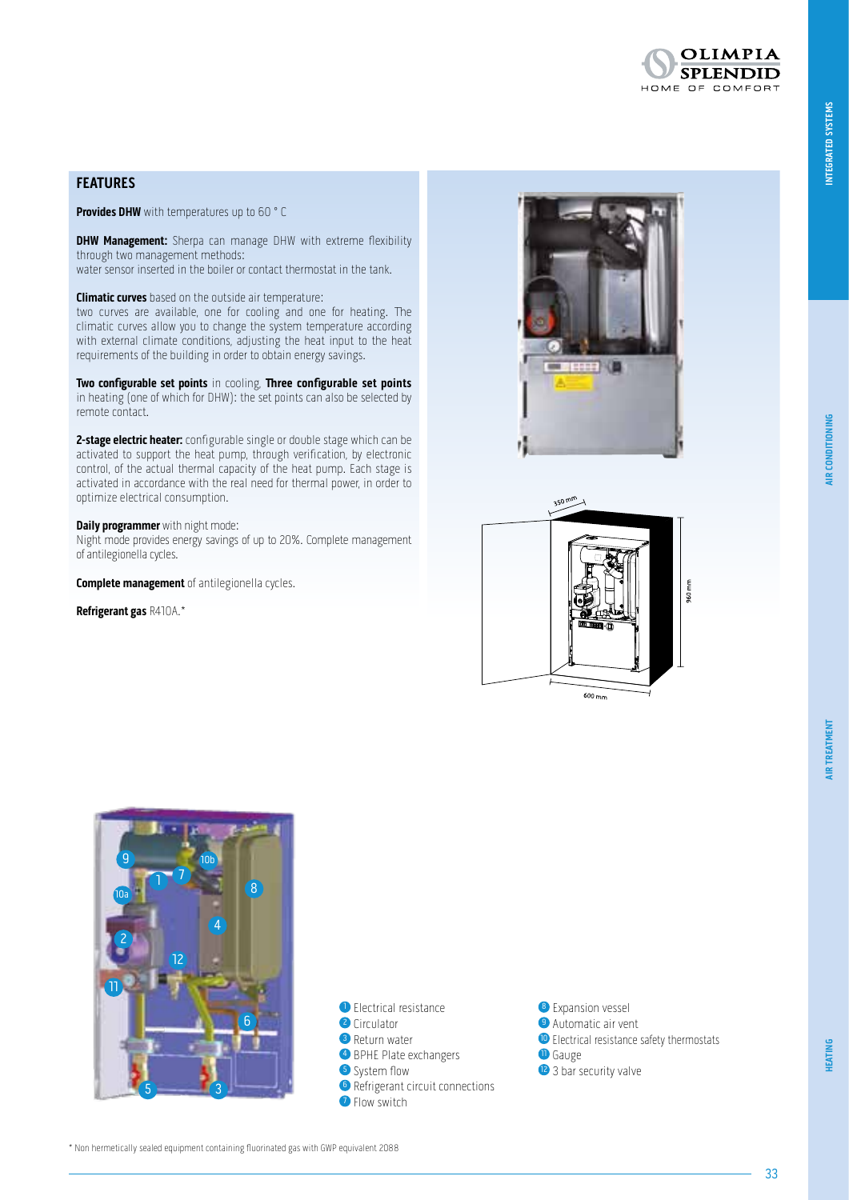## FEATURES

**Provides DHW** with temperatures up to 60 ° C

**DHW Management:** Sherpa can manage DHW with extreme flexibility through two management methods:
water sensor inserted in the boiler or contact thermostat in the tank.

**Climatic curves** based on the outside air temperature:
two curves are available, one for cooling and one for heating. The climatic curves allow you to change the system temperature according with external climate conditions, adjusting the heat input to the heat requirements of the building in order to obtain energy savings.

**Two configurable set points** in cooling, **Three configurable set points** in heating (one of which for DHW): the set points can also be selected by remote contact.

**2-stage electric heater:** configurable single or double stage which can be activated to support the heat pump, through verification, by electronic control, of the actual thermal capacity of the heat pump. Each stage is activated in accordance with the real need for thermal power, in order to optimize electrical consumption.

**Daily programmer** with night mode:
Night mode provides energy savings of up to 20%. Complete management of antilegionella cycles.

**Complete management** of antilegionella cycles.

**Refrigerant gas** R410A.*

350 mm

960 mm

600 mm

1. Electrical resistance
2. Circulator
3. Return water
4. BPHE Plate exchangers
5. System flow
6. Refrigerant circuit connections
7. Flow switch
8. Expansion vessel
9. Automatic air vent
10. Electrical resistance safety thermostats
11. Gauge
12. 3 bar security valve

\* Non hermetically sealed equipment containing fluorinated gas with GWP equivalent 2088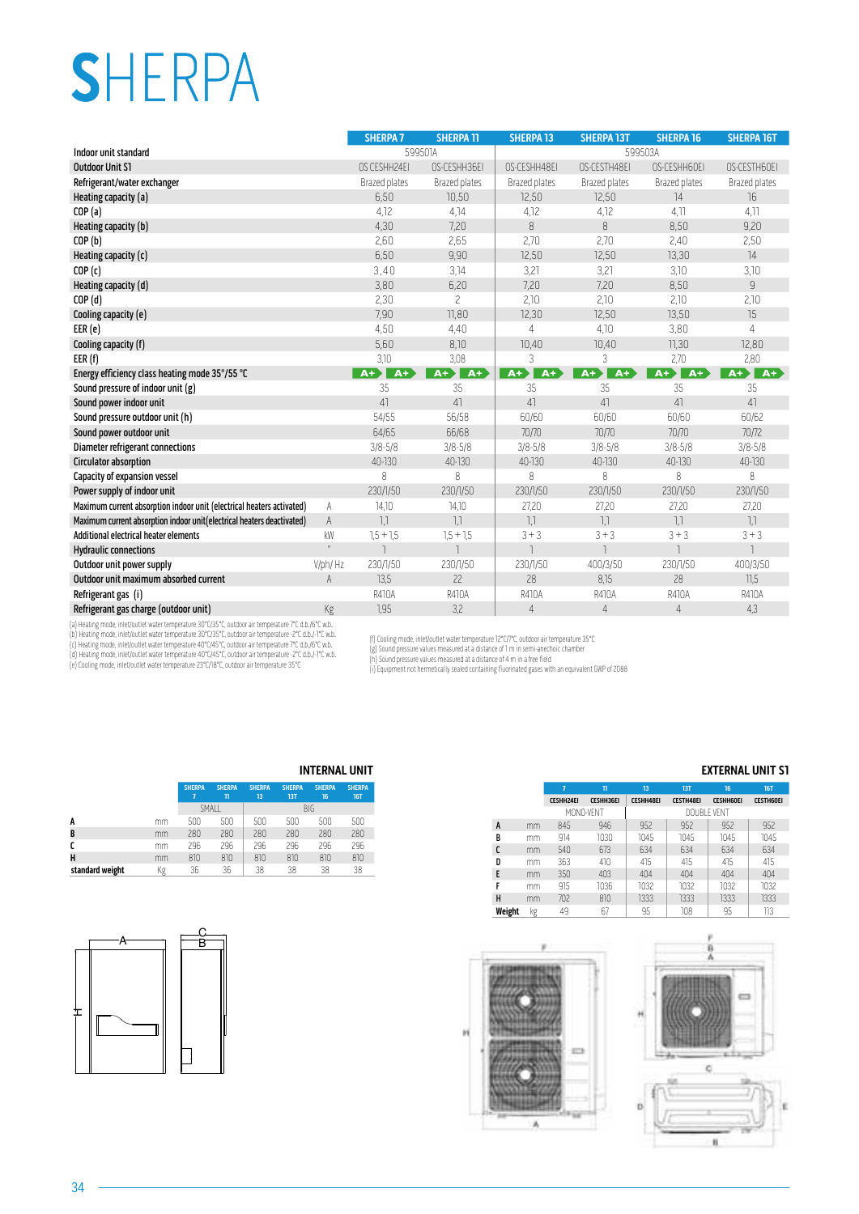# SHERPA

| | | SHERPA 7 | SHERPA 11 | SHERPA 13 | SHERPA 13T | SHERPA 16 | SHERPA 16T |
|---|---|---|---|---|---|---|---|
| Indoor unit standard | | 599501A | | 599503A | | | |
| Outdoor Unit S1 | | OS CESHH24EI | OS-CESHH36EI | OS-CESHH48EI | OS-CESTH48EI | OS-CESHH60EI | OS-CESTH60EI |
| Refrigerant/water exchanger | | Brazed plates | Brazed plates | Brazed plates | Brazed plates | Brazed plates | Brazed plates |
| Heating capacity (a) | | 6,50 | 10,50 | 12,50 | 12,50 | 14 | 16 |
| COP (a) | | 4,12 | 4,14 | 4,12 | 4,12 | 4,11 | 4,11 |
| Heating capacity (b) | | 4,30 | 7,20 | 8 | 8 | 8,50 | 9,20 |
| COP (b) | | 2,60 | 2,65 | 2,70 | 2,70 | 2,40 | 2,50 |
| Heating capacity (c) | | 6,50 | 9,90 | 12,50 | 12,50 | 13,30 | 14 |
| COP (c) | | 3,40 | 3,14 | 3,21 | 3,21 | 3,10 | 3,10 |
| Heating capacity (d) | | 3,80 | 6,20 | 7,20 | 7,20 | 8,50 | 9 |
| COP (d) | | 2,30 | 2 | 2,10 | 2,10 | 2,10 | 2,10 |
| Cooling capacity (e) | | 7,90 | 11,80 | 12,30 | 12,50 | 13,50 | 15 |
| EER (e) | | 4,50 | 4,40 | 4 | 4,10 | 3,80 | 4 |
| Cooling capacity (f) | | 5,60 | 8,10 | 10,40 | 10,40 | 11,30 | 12,80 |
| EER (f) | | 3,10 | 3,08 | 3 | 3 | 2,70 | 2,80 |
| Energy efficiency class heating mode 35°/55 °C | | A+ A+ | A+ A+ | A+ A+ | A+ A+ | A+ A+ | A+ A+ |
| Sound pressure of indoor unit (g) | | 35 | 35 | 35 | 35 | 35 | 35 |
| Sound power indoor unit | | 41 | 41 | 41 | 41 | 41 | 41 |
| Sound pressure outdoor unit (h) | | 54/55 | 56/58 | 60/60 | 60/60 | 60/60 | 60/62 |
| Sound power outdoor unit | | 64/65 | 66/68 | 70/70 | 70/70 | 70/70 | 70/72 |
| Diameter refrigerant connections | | 3/8-5/8 | 3/8-5/8 | 3/8-5/8 | 3/8-5/8 | 3/8-5/8 | 3/8-5/8 |
| Circulator absorption | | 40-130 | 40-130 | 40-130 | 40-130 | 40-130 | 40-130 |
| Capacity of expansion vessel | | 8 | 8 | 8 | 8 | 8 | 8 |
| Power supply of indoor unit | | 230/1/50 | 230/1/50 | 230/1/50 | 230/1/50 | 230/1/50 | 230/1/50 |
| Maximum current absorption indoor unit (electrical heaters activated) | A | 14,10 | 14,10 | 27,20 | 27,20 | 27,20 | 27,20 |
| Maximum current absorption indoor unit(electrical heaters deactivated) | A | 1,1 | 1,1 | 1,1 | 1,1 | 1,1 | 1,1 |
| Additional electrical heater elements | kW | 1,5 + 1,5 | 1,5 + 1,5 | 3 + 3 | 3 + 3 | 3 + 3 | 3 + 3 |
| Hydraulic connections | " | 1 | 1 | 1 | 1 | 1 | 1 |
| Outdoor unit power supply | V/ph/ Hz | 230/1/50 | 230/1/50 | 230/1/50 | 400/3/50 | 230/1/50 | 400/3/50 |
| Outdoor unit maximum absorbed current | A | 13,5 | 22 | 28 | 8,15 | 28 | 11,5 |
| Refrigerant gas (i) | | R410A | R410A | R410A | R410A | R410A | R410A |
| Refrigerant gas charge (outdoor unit) | Kg | 1,95 | 3,2 | 4 | 4 | 4 | 4,3 |

(a) Heating mode, inlet/outlet water temperature 30°C/35°C, outdoor air temperature 7°C d.b./6°C w.b.
(b) Heating mode, inlet/outlet water temperature 30°C/35°C, outdoor air temperature -2°C d.b./-1°C w.b.
(c) Heating mode, inlet/outlet water temperature 40°C/45°C, outdoor air temperature 7°C d.b./6°C w.b.
(d) Heating mode, inlet/outlet water temperature 40°C/45°C, outdoor air temperature -2°C d.b./-1°C w.b.
(e) Cooling mode, inlet/outlet water temperature 23°C/18°C, outdoor air temperature 35°C
(f) Cooling mode, inlet/outlet water temperature 12°C/7°C, outdoor air temperature 35°C
(g) Sound pressure values measured at a distance of 1 m in semi-anechoic chamber
(h) Sound pressure values measured at a distance of 4 m in a free field
(i) Equipment not hermetically sealed containing fluorinated gases with an equivalent GWP of 2088

## INTERNAL UNIT

| | | SHERPA 7 | SHERPA 11 | SHERPA 13 | SHERPA 13T | SHERPA 16 | SHERPA 16T |
|---|---|---|---|---|---|---|---|
| | | SMALL | | BIG | | | |
| A | mm | 500 | 500 | 500 | 500 | 500 | 500 |
| B | mm | 280 | 280 | 280 | 280 | 280 | 280 |
| C | mm | 296 | 296 | 296 | 296 | 296 | 296 |
| H | mm | 810 | 810 | 810 | 810 | 810 | 810 |
| standard weight | Kg | 36 | 36 | 38 | 38 | 38 | 38 |

## EXTERNAL UNIT S1

| | | 7 | 11 | 13 | 13T | 16 | 16T |
|---|---|---|---|---|---|---|---|
| | | CESHH24EI | CESHH36EI | CESHH48EI | CESTH48EI | CESHH60EI | CESTH60EI |
| | | MONO-VENT | | DOUBLE VENT | | | |
| A | mm | 845 | 946 | 952 | 952 | 952 | 952 |
| B | mm | 914 | 1030 | 1045 | 1045 | 1045 | 1045 |
| C | mm | 540 | 673 | 634 | 634 | 634 | 634 |
| D | mm | 363 | 410 | 415 | 415 | 415 | 415 |
| E | mm | 350 | 403 | 404 | 404 | 404 | 404 |
| F | mm | 915 | 1036 | 1032 | 1032 | 1032 | 1032 |
| H | mm | 702 | 810 | 1333 | 1333 | 1333 | 1333 |
| Weight | kg | 49 | 67 | 95 | 108 | 95 | 113 |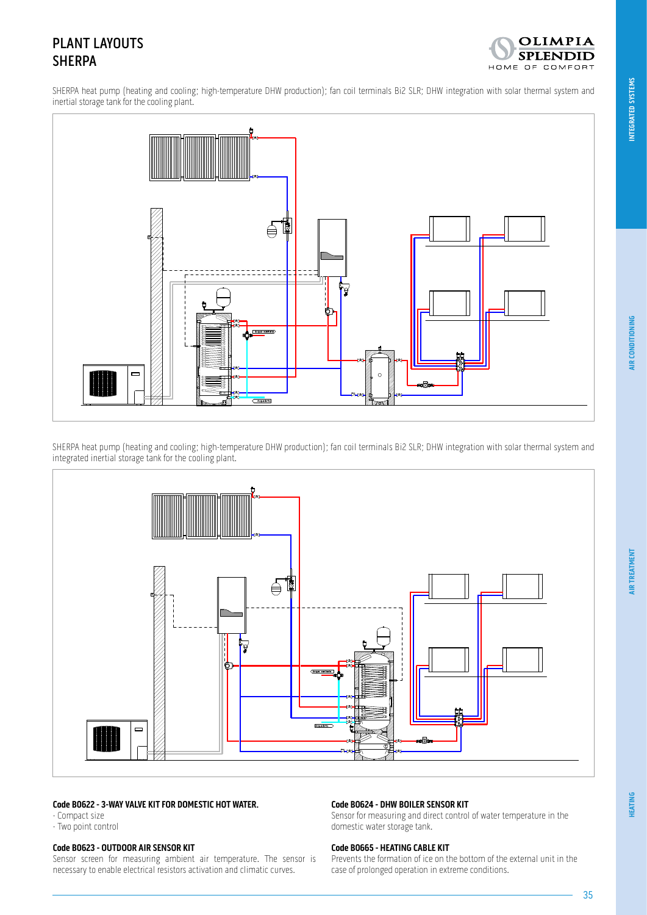# PLANT LAYOUTS
# SHERPA

SHERPA heat pump (heating and cooling; high-temperature DHW production); fan coil terminals Bi2 SLR; DHW integration with solar thermal system and inertial storage tank for the cooling plant.

SHERPA heat pump (heating and cooling; high-temperature DHW production); fan coil terminals Bi2 SLR; DHW integration with solar thermal system and integrated inertial storage tank for the cooling plant.

**Code B0622 - 3-WAY VALVE KIT FOR DOMESTIC HOT WATER.**

- Compact size
- Two point control

**Code B0623 - OUTDOOR AIR SENSOR KIT**

Sensor screen for measuring ambient air temperature. The sensor is necessary to enable electrical resistors activation and climatic curves.

**Code B0624 - DHW BOILER SENSOR KIT**

Sensor for measuring and direct control of water temperature in the domestic water storage tank.

**Code B0665 - HEATING CABLE KIT**

Prevents the formation of ice on the bottom of the external unit in the case of prolonged operation in extreme conditions.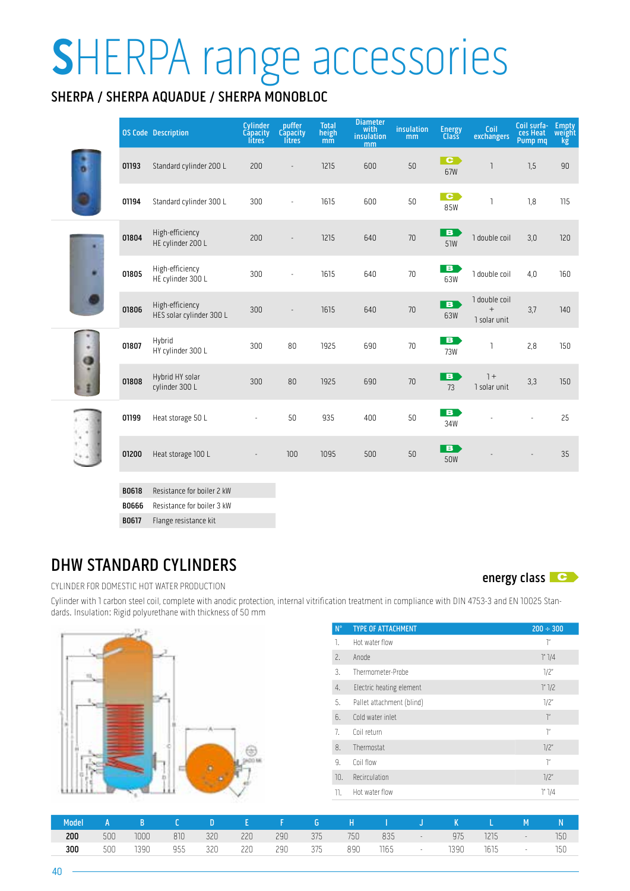# SHERPA range accessories

## SHERPA / SHERPA AQUADUE / SHERPA MONOBLOC

| OS Code | Description | Cylinder Capacity litres | puffer Capacity litres | Total heigh mm | Diameter with insulation mm | insulation mm | Energy Class | Coil exchangers | Coil surfaces Heat Pump mq | Empty weight kg |
|---|---|---|---|---|---|---|---|---|---|---|
| 01193 | Standard cylinder 200 L | 200 | - | 1215 | 600 | 50 | C 67W | 1 | 1,5 | 90 |
| 01194 | Standard cylinder 300 L | 300 | - | 1615 | 600 | 50 | C 85W | 1 | 1,8 | 115 |
| 01804 | High-efficiency HE cylinder 200 L | 200 | - | 1215 | 640 | 70 | B 51W | 1 double coil | 3,0 | 120 |
| 01805 | High-efficiency HE cylinder 300 L | 300 | - | 1615 | 640 | 70 | B 63W | 1 double coil | 4,0 | 160 |
| 01806 | High-efficiency HES solar cylinder 300 L | 300 | - | 1615 | 640 | 70 | B 63W | 1 double coil + 1 solar unit | 3,7 | 140 |
| 01807 | Hybrid HY cylinder 300 L | 300 | 80 | 1925 | 690 | 70 | B 73W | 1 | 2,8 | 150 |
| 01808 | Hybrid HY solar cylinder 300 L | 300 | 80 | 1925 | 690 | 70 | B 73 | 1 + 1 solar unit | 3,3 | 150 |
| 01199 | Heat storage 50 L | - | 50 | 935 | 400 | 50 | B 34W | - | - | 25 |
| 01200 | Heat storage 100 L | - | 100 | 1095 | 500 | 50 | B 50W | - | - | 35 |

| Code | Description |
|---|---|
| B0618 | Resistance for boiler 2 kW |
| B0666 | Resistance for boiler 3 kW |
| B0617 | Flange resistance kit |

## DHW STANDARD CYLINDERS

energy class **C**

CYLINDER FOR DOMESTIC HOT WATER PRODUCTION

Cylinder with 1 carbon steel coil, complete with anodic protection, internal vitrification treatment in compliance with DIN 4753-3 and EN 10025 Standards. Insulation: Rigid polyurethane with thickness of 50 mm

| N° | TYPE OF ATTACHMENT | 200 ÷ 300 |
|---|---|---|
| 1. | Hot water flow | 1" |
| 2. | Anode | 1" 1/4 |
| 3. | Thermometer-Probe | 1/2" |
| 4. | Electric heating element | 1" 1/2 |
| 5. | Pallet attachment (blind) | 1/2" |
| 6. | Cold water inlet | 1" |
| 7. | Coil return | 1" |
| 8. | Thermostat | 1/2" |
| 9. | Coil flow | 1" |
| 10. | Recirculation | 1/2" |
| 11. | Hot water flow | 1" 1/4 |

| Model | A | B | C | D | E | F | G | H | I | J | K | L | M | N |
|---|---|---|---|---|---|---|---|---|---|---|---|---|---|---|
| 200 | 500 | 1000 | 810 | 320 | 220 | 290 | 375 | 750 | 835 | - | 975 | 1215 | - | 150 |
| 300 | 500 | 1390 | 955 | 320 | 220 | 290 | 375 | 890 | 1165 | - | 1390 | 1615 | - | 150 |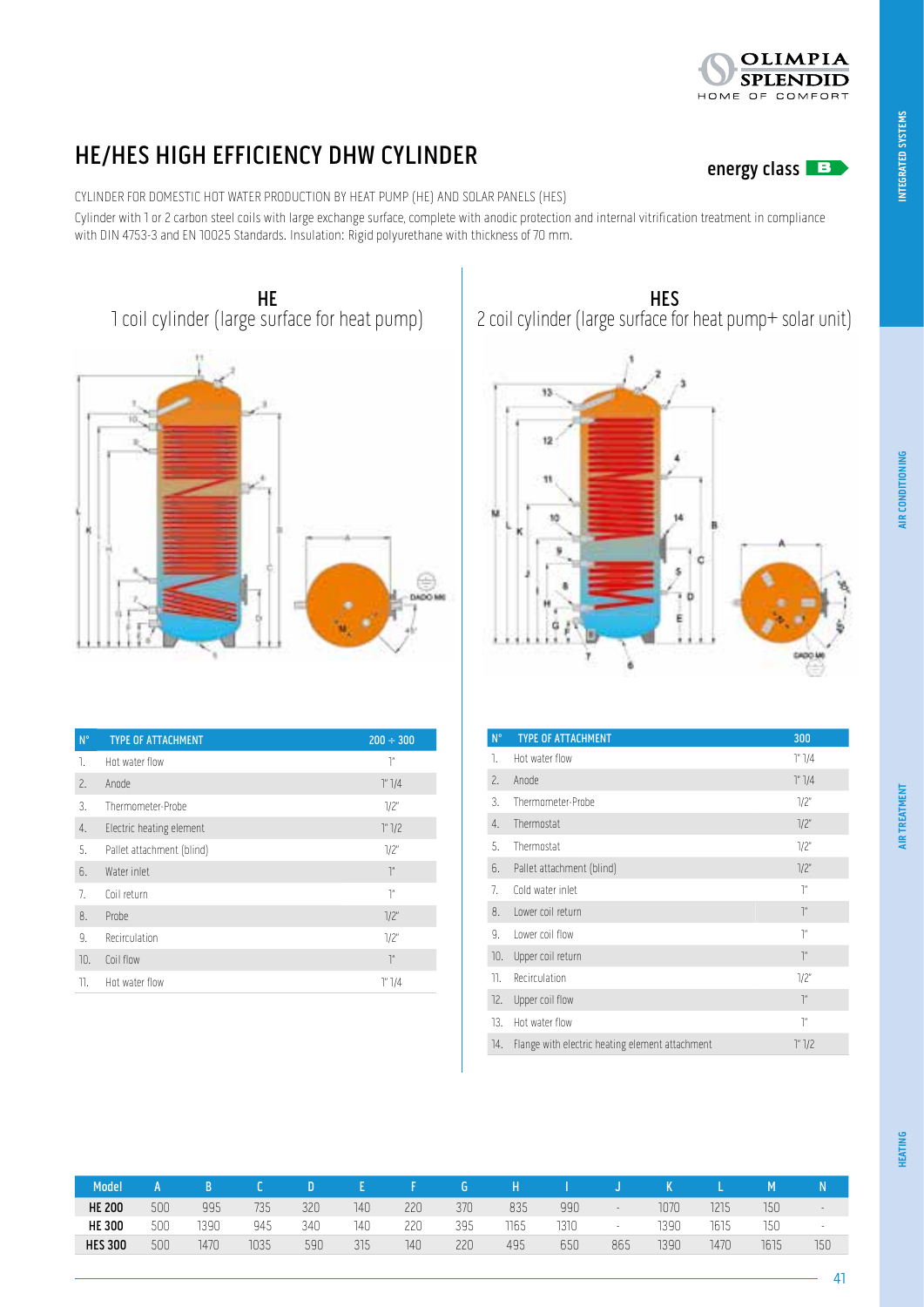# HE/HES HIGH EFFICIENCY DHW CYLINDER

**energy class B**

CYLINDER FOR DOMESTIC HOT WATER PRODUCTION BY HEAT PUMP (HE) AND SOLAR PANELS (HES)

Cylinder with 1 or 2 carbon steel coils with large exchange surface, complete with anodic protection and internal vitrification treatment in compliance with DIN 4753-3 and EN 10025 Standards. Insulation: Rigid polyurethane with thickness of 70 mm.

## HE
1 coil cylinder (large surface for heat pump)

| N° | TYPE OF ATTACHMENT | 200 ÷ 300 |
|---|---|---|
| 1. | Hot water flow | 1" |
| 2. | Anode | 1" 1/4 |
| 3. | Thermometer-Probe | 1/2" |
| 4. | Electric heating element | 1" 1/2 |
| 5. | Pallet attachment (blind) | 1/2" |
| 6. | Water inlet | 1" |
| 7. | Coil return | 1" |
| 8. | Probe | 1/2" |
| 9. | Recirculation | 1/2" |
| 10. | Coil flow | 1" |
| 11. | Hot water flow | 1" 1/4 |

## HES
2 coil cylinder (large surface for heat pump+ solar unit)

| N° | TYPE OF ATTACHMENT | 300 |
|---|---|---|
| 1. | Hot water flow | 1" 1/4 |
| 2. | Anode | 1" 1/4 |
| 3. | Thermometer-Probe | 1/2" |
| 4. | Thermostat | 1/2" |
| 5. | Thermostat | 1/2" |
| 6. | Pallet attachment (blind) | 1/2" |
| 7. | Cold water inlet | 1" |
| 8. | Lower coil return | 1" |
| 9. | Lower coil flow | 1" |
| 10. | Upper coil return | 1" |
| 11. | Recirculation | 1/2" |
| 12. | Upper coil flow | 1" |
| 13. | Hot water flow | 1" |
| 14. | Flange with electric heating element attachment | 1" 1/2 |

| Model | A | B | C | D | E | F | G | H | I | J | K | L | M | N |
|---|---|---|---|---|---|---|---|---|---|---|---|---|---|---|
| **HE 200** | 500 | 995 | 735 | 320 | 140 | 220 | 370 | 835 | 990 | - | 1070 | 1215 | 150 | - |
| **HE 300** | 500 | 1390 | 945 | 340 | 140 | 220 | 395 | 1165 | 1310 | - | 1390 | 1615 | 150 | - |
| **HES 300** | 500 | 1470 | 1035 | 590 | 315 | 140 | 220 | 495 | 650 | 865 | 1390 | 1470 | 1615 | 150 |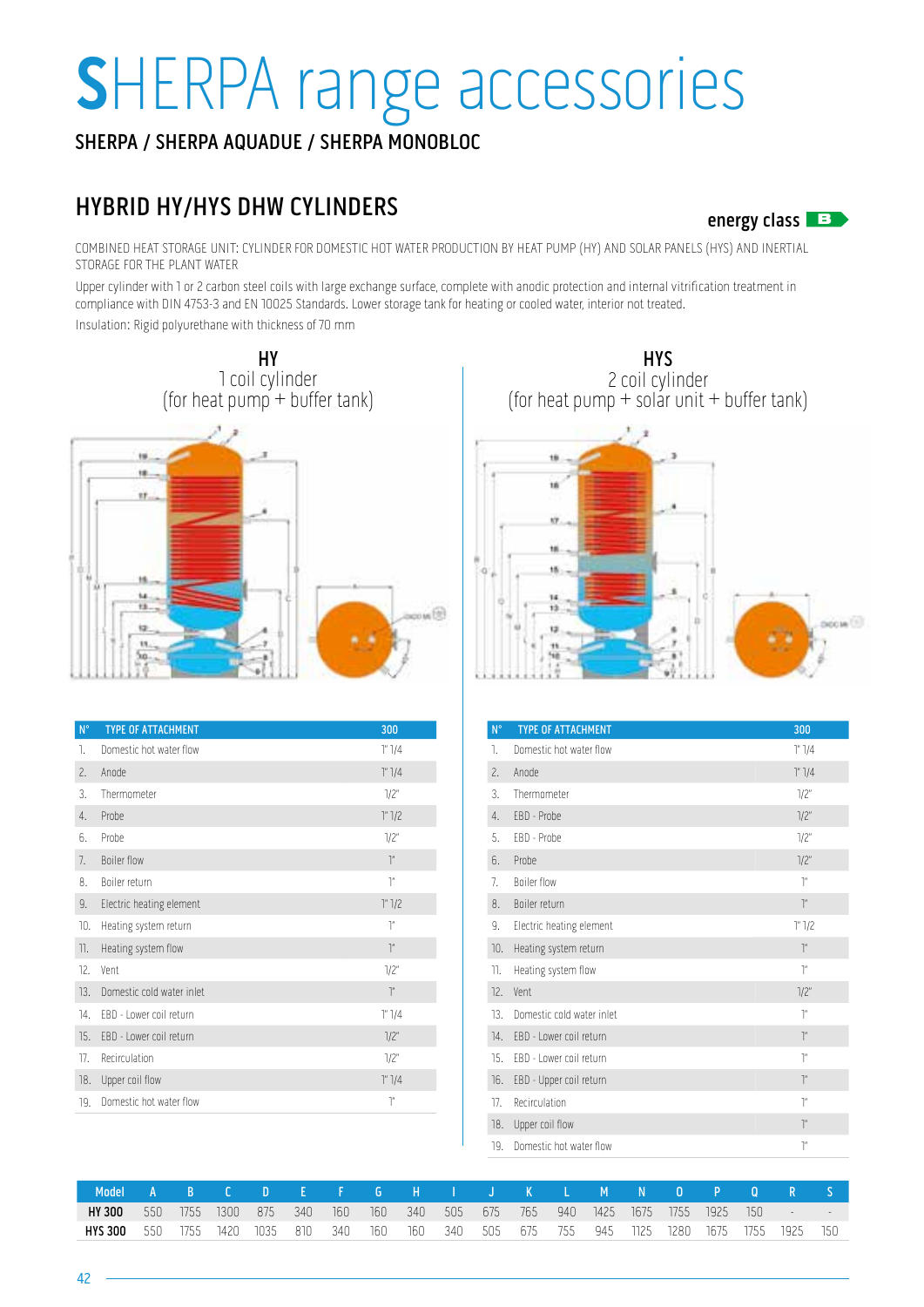# SHERPA range accessories

## SHERPA / SHERPA AQUADUE / SHERPA MONOBLOC

## HYBRID HY/HYS DHW CYLINDERS

energy class B

COMBINED HEAT STORAGE UNIT: CYLINDER FOR DOMESTIC HOT WATER PRODUCTION BY HEAT PUMP (HY) AND SOLAR PANELS (HYS) AND INERTIAL STORAGE FOR THE PLANT WATER

Upper cylinder with 1 or 2 carbon steel coils with large exchange surface, complete with anodic protection and internal vitrification treatment in compliance with DIN 4753-3 and EN 10025 Standards. Lower storage tank for heating or cooled water, interior not treated.

Insulation: Rigid polyurethane with thickness of 70 mm

### HY
1 coil cylinder
(for heat pump + buffer tank)

| N° | TYPE OF ATTACHMENT | 300 |
|---|---|---|
| 1. | Domestic hot water flow | 1" 1/4 |
| 2. | Anode | 1" 1/4 |
| 3. | Thermometer | 1/2" |
| 4. | Probe | 1" 1/2 |
| 6. | Probe | 1/2" |
| 7. | Boiler flow | 1" |
| 8. | Boiler return | 1" |
| 9. | Electric heating element | 1" 1/2 |
| 10. | Heating system return | 1" |
| 11. | Heating system flow | 1" |
| 12. | Vent | 1/2" |
| 13. | Domestic cold water inlet | 1" |
| 14. | EBD - Lower coil return | 1" 1/4 |
| 15. | EBD - Lower coil return | 1/2" |
| 17. | Recirculation | 1/2" |
| 18. | Upper coil flow | 1" 1/4 |
| 19. | Domestic hot water flow | 1" |

### HYS
2 coil cylinder
(for heat pump + solar unit + buffer tank)

| N° | TYPE OF ATTACHMENT | 300 |
|---|---|---|
| 1. | Domestic hot water flow | 1" 1/4 |
| 2. | Anode | 1" 1/4 |
| 3. | Thermometer | 1/2" |
| 4. | EBD - Probe | 1/2" |
| 5. | EBD - Probe | 1/2" |
| 6. | Probe | 1/2" |
| 7. | Boiler flow | 1" |
| 8. | Boiler return | 1" |
| 9. | Electric heating element | 1" 1/2 |
| 10. | Heating system return | 1" |
| 11. | Heating system flow | 1" |
| 12. | Vent | 1/2" |
| 13. | Domestic cold water inlet | 1" |
| 14. | EBD - Lower coil return | 1" |
| 15. | EBD - Lower coil return | 1" |
| 16. | EBD - Upper coil return | 1" |
| 17. | Recirculation | 1" |
| 18. | Upper coil flow | 1" |
| 19. | Domestic hot water flow | 1" |

| Model | A | B | C | D | E | F | G | H | I | J | K | L | M | N | O | P | Q | R | S |
|---|---|---|---|---|---|---|---|---|---|---|---|---|---|---|---|---|---|---|---|
| **HY 300** | 550 | 1755 | 1300 | 875 | 340 | 160 | 160 | 340 | 505 | 675 | 765 | 940 | 1425 | 1675 | 1755 | 1925 | 150 | - | - |
| **HYS 300** | 550 | 1755 | 1420 | 1035 | 810 | 340 | 160 | 160 | 340 | 505 | 675 | 755 | 945 | 1125 | 1280 | 1675 | 1755 | 1925 | 150 |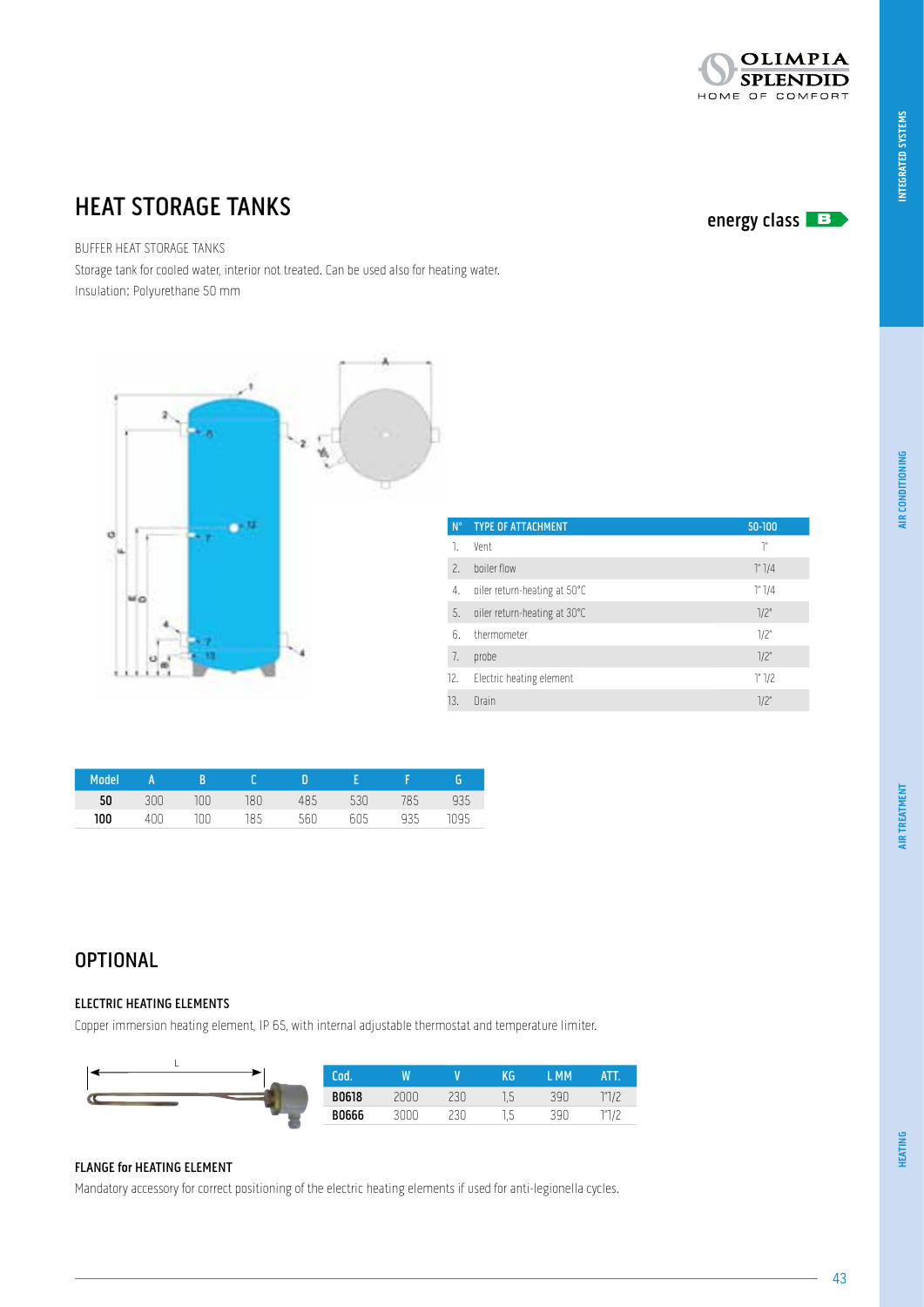# HEAT STORAGE TANKS

**energy class B**

BUFFER HEAT STORAGE TANKS

Storage tank for cooled water, interior not treated. Can be used also for heating water.
Insulation: Polyurethane 50 mm

| N° | TYPE OF ATTACHMENT | 50-100 |
|---|---|---|
| 1. | Vent | 1" |
| 2. | boiler flow | 1" 1/4 |
| 4. | oiler return-heating at 50°C | 1" 1/4 |
| 5. | oiler return-heating at 30°C | 1/2" |
| 6. | thermometer | 1/2" |
| 7. | probe | 1/2" |
| 12. | Electric heating element | 1" 1/2 |
| 13. | Drain | 1/2" |

| Model | A | B | C | D | E | F | G |
|---|---|---|---|---|---|---|---|
| **50** | 300 | 100 | 180 | 485 | 530 | 785 | 935 |
| **100** | 400 | 100 | 185 | 560 | 605 | 935 | 1095 |

## OPTIONAL

### ELECTRIC HEATING ELEMENTS

Copper immersion heating element, IP 65, with internal adjustable thermostat and temperature limiter.

| Cod. | W | V | KG | L MM | ATT. |
|---|---|---|---|---|---|
| **B0618** | 2000 | 230 | 1,5 | 390 | 1"1/2 |
| **B0666** | 3000 | 230 | 1,5 | 390 | 1"1/2 |

### FLANGE for HEATING ELEMENT

Mandatory accessory for correct positioning of the electric heating elements if used for anti-legionella cycles.